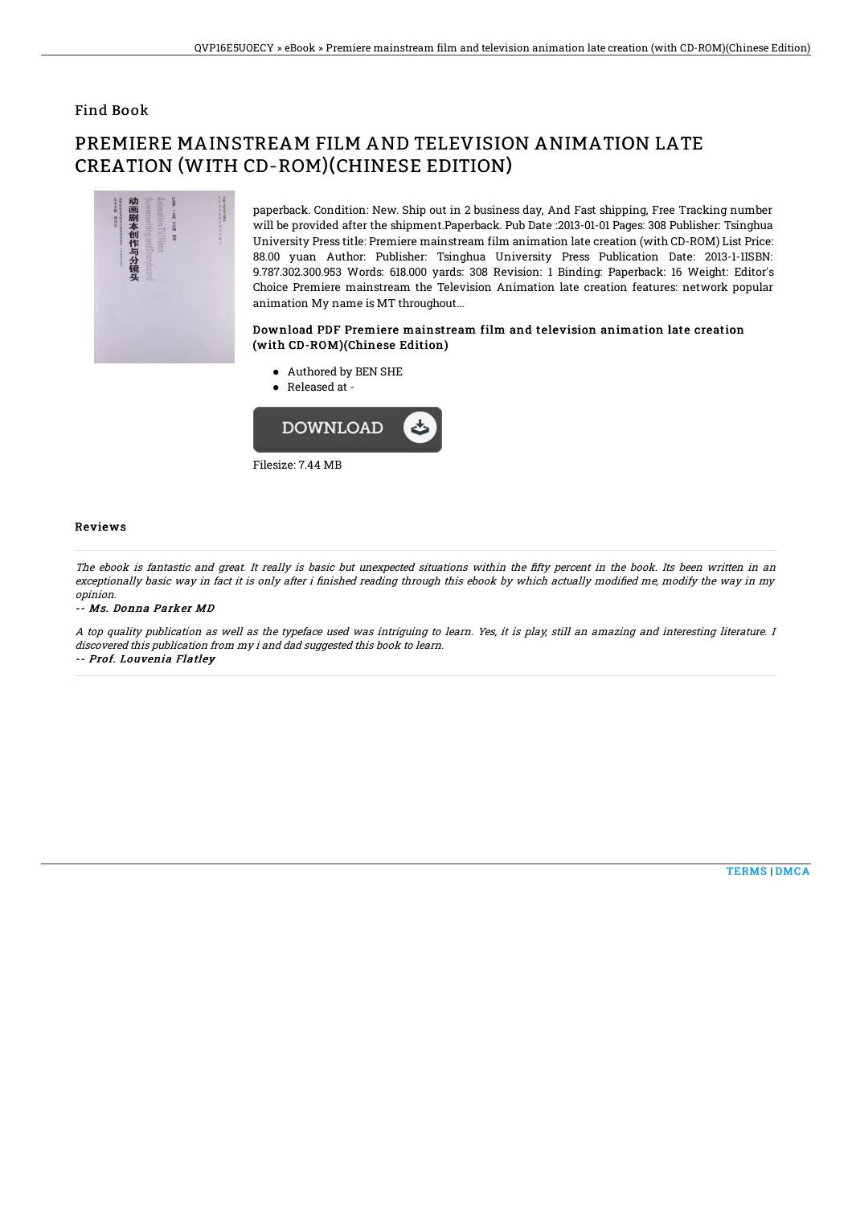## Find Book

# PREMIERE MAINSTREAM FILM AND TELEVISION ANIMATION LATE CREATION (WITH CD-ROM)(CHINESE EDITION)

paperback. Condition: New. Ship out in 2 business day, And Fast shipping, Free Tracking number will be provided after the shipment.Paperback. Pub Date :2013-01-01 Pages: 308 Publisher: Tsinghua University Press title: Premiere mainstream film animation late creation (with CD-ROM) List Price: 88.00 yuan Author: Publisher: Tsinghua University Press Publication Date: 2013-1-1ISBN: 9.787.302.300.953 Words: 618.000 yards: 308 Revision: 1 Binding: Paperback: 16 Weight: Editor's Choice Premiere mainstream the Television Animation late creation features: network popular animation My name is MT throughout...

### Download PDF Premiere mainstream film and television animation late creation (with CD-ROM)(Chinese Edition)

- Authored by BEN SHE
- Released at -

Filesize: 7.44 MB

### Reviews

*The ebook is fantastic and great. It really is basic but unexpected situations within the fifty percent in the book. Its been written in an exceptionally basic way in fact it is only after i finished reading through this ebook by which actually modified me, modify the way in my opinion.*

*-- Ms. Donna Parker MD*

*A top quality publication as well as the typeface used was intriguing to learn. Yes, it is play, still an amazing and interesting literature. I discovered this publication from my i and dad suggested this book to learn.*

*-- Prof. Louvenia Flatley*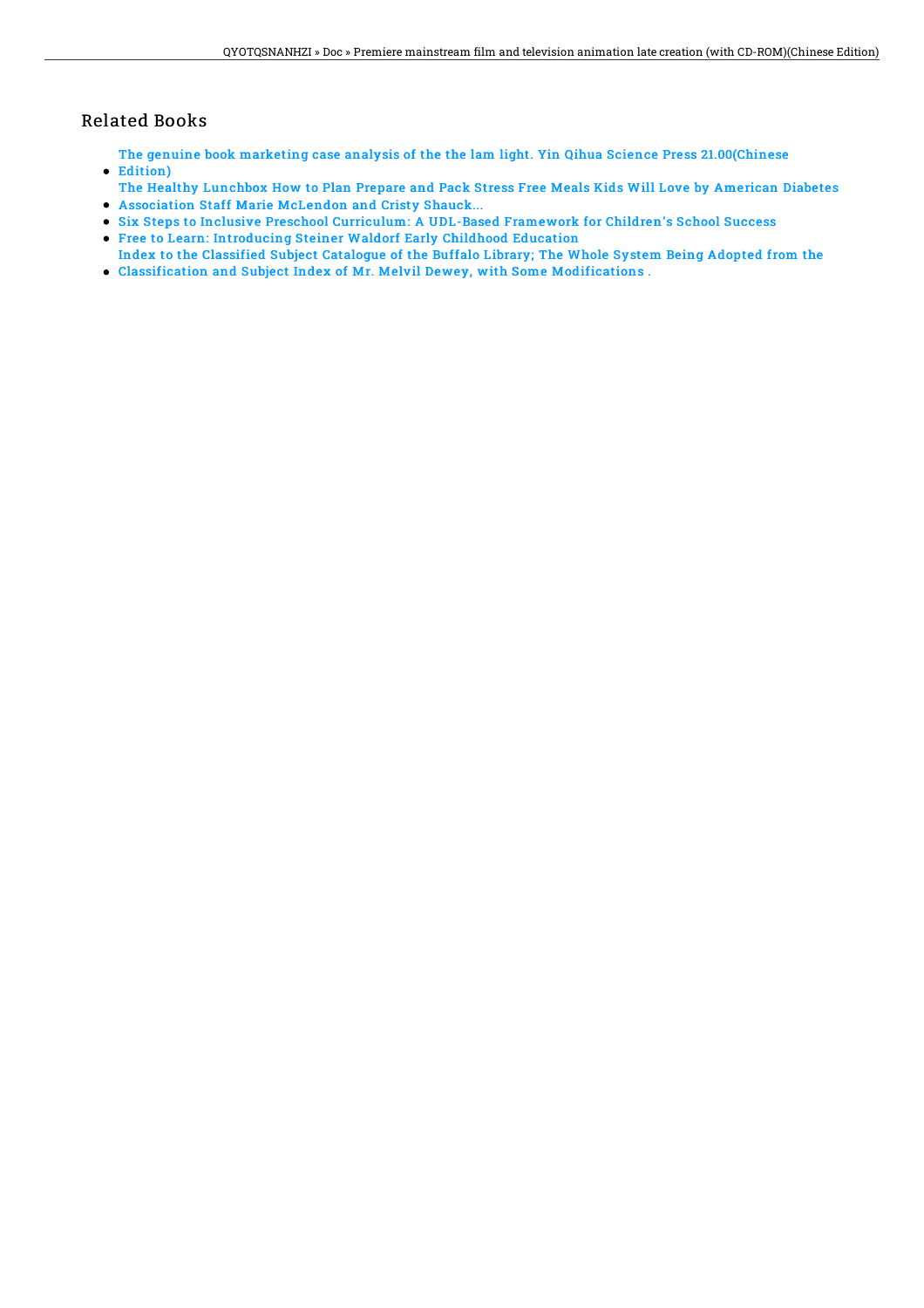## Related Books

- The genuine book marketing case analysis of the the lam light. Yin Qihua Science Press 21.00(Chinese Edition)
- The Healthy Lunchbox How to Plan Prepare and Pack Stress Free Meals Kids Will Love by American Diabetes Association Staff Marie McLendon and Cristy Shauck...
- Six Steps to Inclusive Preschool Curriculum: A UDL-Based Framework for Children's School Success
- Free to Learn: Introducing Steiner Waldorf Early Childhood Education
- Index to the Classified Subject Catalogue of the Buffalo Library; The Whole System Being Adopted from the Classification and Subject Index of Mr. Melvil Dewey, with Some Modifications .